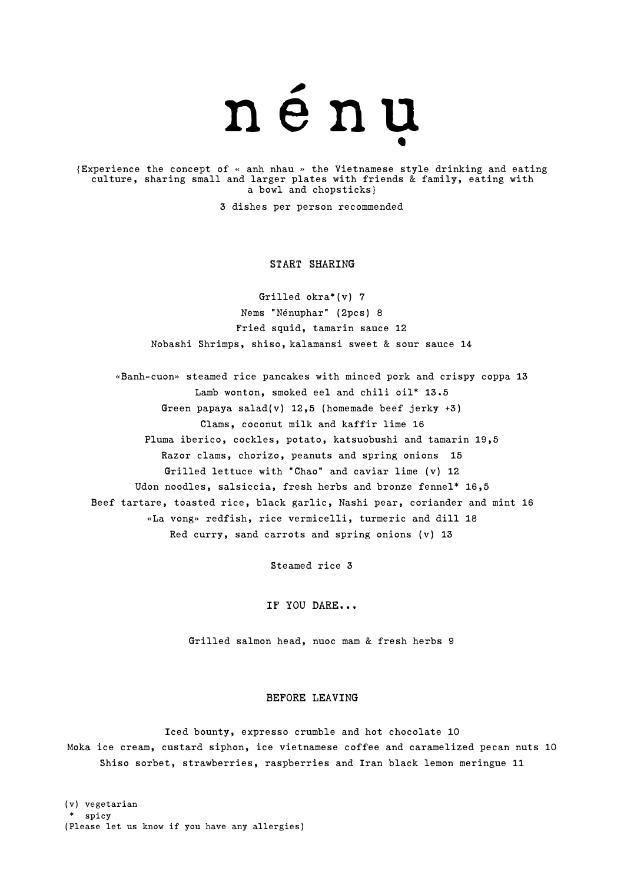# nénụ

{Experience the concept of « anh nhau » the Vietnamese style drinking and eating culture, sharing small and larger plates with friends & family, eating with a bowl and chopsticks}

3 dishes per person recommended

## START SHARING

Grilled okra*(v) 7

Nems "Nénuphar" (2pcs) 8

Fried squid, tamarin sauce 12

Nobashi Shrimps, shiso, kalamansi sweet & sour sauce 14

«Banh-cuon» steamed rice pancakes with minced pork and crispy coppa 13

Lamb wonton, smoked eel and chili oil* 13.5

Green papaya salad(v) 12,5 (homemade beef jerky +3)

Clams, coconut milk and kaffir lime 16

Pluma iberico, cockles, potato, katsuobushi and tamarin 19,5

Razor clams, chorizo, peanuts and spring onions 15

Grilled lettuce with "Chao" and caviar lime (v) 12

Udon noodles, salsiccia, fresh herbs and bronze fennel* 16,5

Beef tartare, toasted rice, black garlic, Nashi pear, coriander and mint 16

«La vong» redfish, rice vermicelli, turmeric and dill 18

Red curry, sand carrots and spring onions (v) 13

Steamed rice 3

## IF YOU DARE...

Grilled salmon head, nuoc mam & fresh herbs 9

## BEFORE LEAVING

Iced bounty, expresso crumble and hot chocolate 10

Moka ice cream, custard siphon, ice vietnamese coffee and caramelized pecan nuts 10

Shiso sorbet, strawberries, raspberries and Iran black lemon meringue 11

(v) vegetarian
\* spicy
(Please let us know if you have any allergies)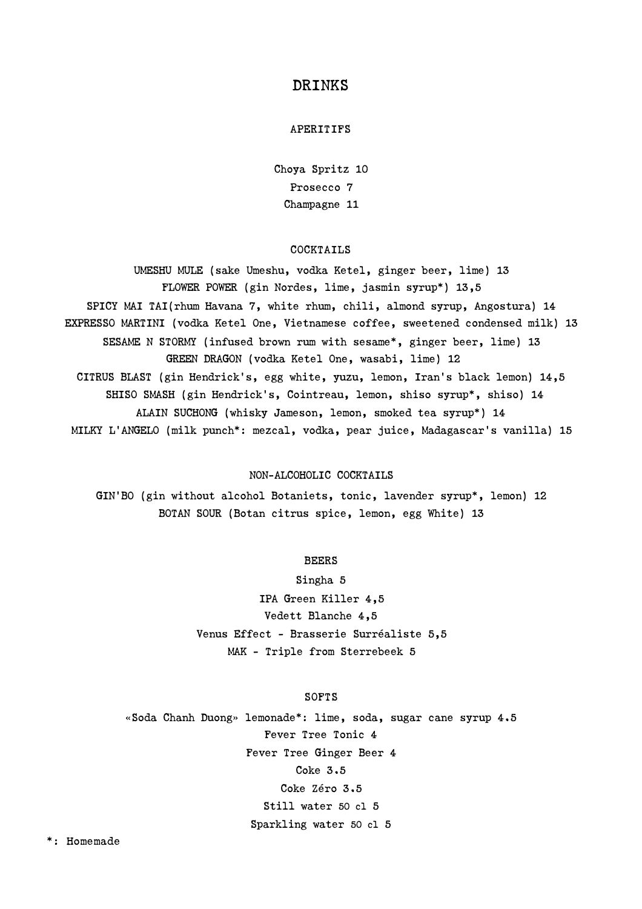# DRINKS

## APERITIFS

Choya Spritz 10
Prosecco 7
Champagne 11

## COCKTAILS

UMESHU MULE (sake Umeshu, vodka Ketel, ginger beer, lime) 13
FLOWER POWER (gin Nordes, lime, jasmin syrup*) 13,5
SPICY MAI TAI(rhum Havana 7, white rhum, chili, almond syrup, Angostura) 14
EXPRESSO MARTINI (vodka Ketel One, Vietnamese coffee, sweetened condensed milk) 13
SESAME N STORMY (infused brown rum with sesame*, ginger beer, lime) 13
GREEN DRAGON (vodka Ketel One, wasabi, lime) 12
CITRUS BLAST (gin Hendrick's, egg white, yuzu, lemon, Iran's black lemon) 14,5
SHISO SMASH (gin Hendrick's, Cointreau, lemon, shiso syrup*, shiso) 14
ALAIN SUCHONG (whisky Jameson, lemon, smoked tea syrup*) 14
MILKY L'ANGELO (milk punch*: mezcal, vodka, pear juice, Madagascar's vanilla) 15

## NON-ALCOHOLIC COCKTAILS

GIN'BO (gin without alcohol Botaniets, tonic, lavender syrup*, lemon) 12
BOTAN SOUR (Botan citrus spice, lemon, egg White) 13

## BEERS

Singha 5
IPA Green Killer 4,5
Vedett Blanche 4,5
Venus Effect - Brasserie Surréaliste 5,5
MAK - Triple from Sterrebeek 5

## SOFTS

«Soda Chanh Duong» lemonade*: lime, soda, sugar cane syrup 4.5
Fever Tree Tonic 4
Fever Tree Ginger Beer 4
Coke 3.5
Coke Zéro 3.5
Still water 50 cl 5
Sparkling water 50 cl 5

*: Homemade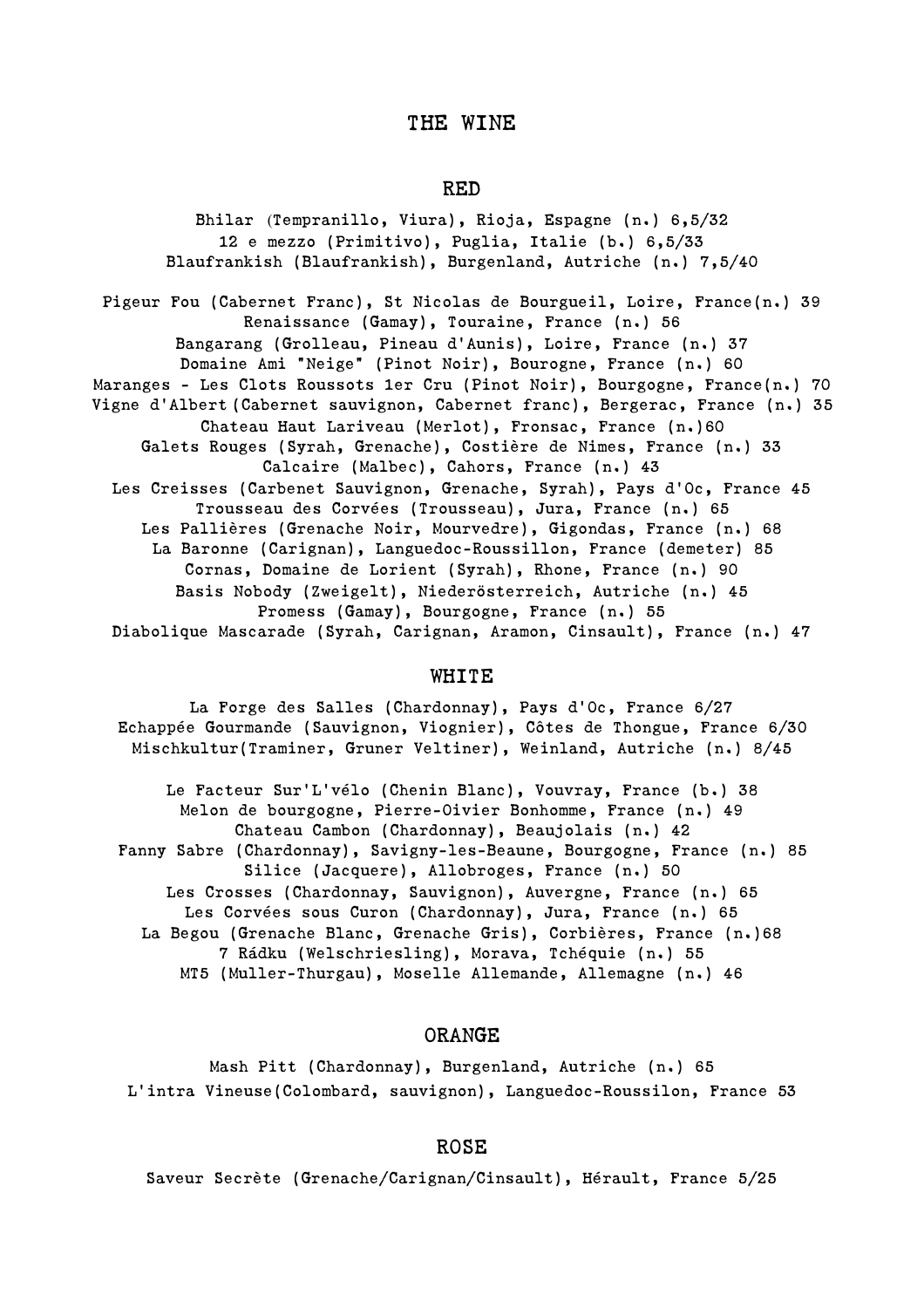# THE WINE

## RED

Bhilar (Tempranillo, Viura), Rioja, Espagne (n.) 6,5/32
12 e mezzo (Primitivo), Puglia, Italie (b.) 6,5/33
Blaufrankish (Blaufrankish), Burgenland, Autriche (n.) 7,5/40

Pigeur Fou (Cabernet Franc), St Nicolas de Bourgueil, Loire, France(n.) 39
Renaissance (Gamay), Touraine, France (n.) 56
Bangarang (Grolleau, Pineau d'Aunis), Loire, France (n.) 37
Domaine Ami "Neige" (Pinot Noir), Bourogne, France (n.) 60
Maranges - Les Clots Roussots 1er Cru (Pinot Noir), Bourgogne, France(n.) 70
Vigne d'Albert (Cabernet sauvignon, Cabernet franc), Bergerac, France (n.) 35
Chateau Haut Lariveau (Merlot), Fronsac, France (n.)60
Galets Rouges (Syrah, Grenache), Costière de Nimes, France (n.) 33
Calcaire (Malbec), Cahors, France (n.) 43
Les Creisses (Carbenet Sauvignon, Grenache, Syrah), Pays d'Oc, France 45
Trousseau des Corvées (Trousseau), Jura, France (n.) 65
Les Pallières (Grenache Noir, Mourvedre), Gigondas, France (n.) 68
La Baronne (Carignan), Languedoc-Roussillon, France (demeter) 85
Cornas, Domaine de Lorient (Syrah), Rhone, France (n.) 90
Basis Nobody (Zweigelt), Niederösterreich, Autriche (n.) 45
Promess (Gamay), Bourgogne, France (n.) 55
Diabolique Mascarade (Syrah, Carignan, Aramon, Cinsault), France (n.) 47

## WHITE

La Forge des Salles (Chardonnay), Pays d'Oc, France 6/27
Echappée Gourmande (Sauvignon, Viognier), Côtes de Thongue, France 6/30
Mischkultur(Traminer, Gruner Veltiner), Weinland, Autriche (n.) 8/45

Le Facteur Sur'L'vélo (Chenin Blanc), Vouvray, France (b.) 38
Melon de bourgogne, Pierre-Oivier Bonhomme, France (n.) 49
Chateau Cambon (Chardonnay), Beaujolais (n.) 42
Fanny Sabre (Chardonnay), Savigny-les-Beaune, Bourgogne, France (n.) 85
Silice (Jacquere), Allobroges, France (n.) 50
Les Crosses (Chardonnay, Sauvignon), Auvergne, France (n.) 65
Les Corvées sous Curon (Chardonnay), Jura, France (n.) 65
La Begou (Grenache Blanc, Grenache Gris), Corbières, France (n.)68
7 Rádku (Welschriesling), Morava, Tchéquie (n.) 55
MT5 (Muller-Thurgau), Moselle Allemande, Allemagne (n.) 46

## ORANGE

Mash Pitt (Chardonnay), Burgenland, Autriche (n.) 65
L'intra Vineuse(Colombard, sauvignon), Languedoc-Roussilon, France 53

## ROSE

Saveur Secrète (Grenache/Carignan/Cinsault), Hérault, France 5/25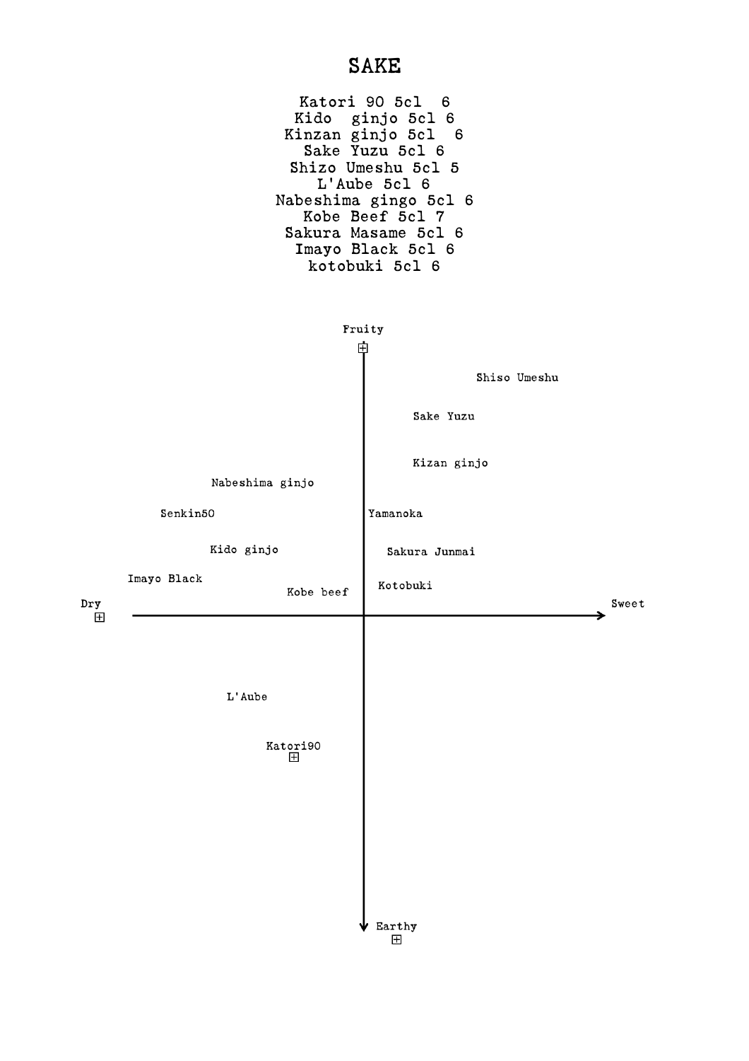# SAKE

Katori 90 5cl 6
Kido ginjo 5cl 6
Kinzan ginjo 5cl 6
Sake Yuzu 5cl 6
Shizo Umeshu 5cl 5
L'Aube 5cl 6
Nabeshima gingo 5cl 6
Kobe Beef 5cl 7
Sakura Masame 5cl 6
Imayo Black 5cl 6
kotobuki 5cl 6

Fruity

Shiso Umeshu

Sake Yuzu

Kizan ginjo

Nabeshima ginjo

Senkin50

Yamanoka

Kido ginjo

Sakura Junmai

Imayo Black

Kobe beef

Kotobuki

Dry

Sweet

L'Aube

Katori90

Earthy